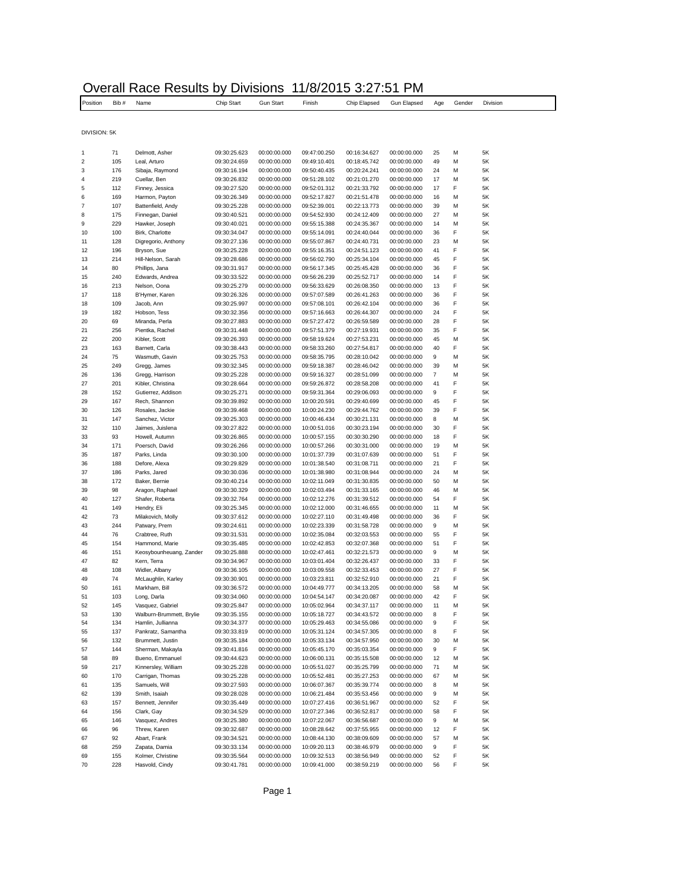# Overall Race Results by Divisions 11/8/2015 3:27:51 PM

DIVISION: 5K

| Position | Bib # | Name | Chip Start | Gun Start | Finish | Chip Elapsed | Gun Elapsed | Age | Gender | Division |
|---|---|---|---|---|---|---|---|---|---|---|
| 1 | 71 | Delmott, Asher | 09:30:25.623 | 00:00:00.000 | 09:47:00.250 | 00:16:34.627 | 00:00:00.000 | 25 | M | 5K |
| 2 | 105 | Leal, Arturo | 09:30:24.659 | 00:00:00.000 | 09:49:10.401 | 00:18:45.742 | 00:00:00.000 | 49 | M | 5K |
| 3 | 176 | Sibaja, Raymond | 09:30:16.194 | 00:00:00.000 | 09:50:40.435 | 00:20:24.241 | 00:00:00.000 | 24 | M | 5K |
| 4 | 219 | Cuellar, Ben | 09:30:26.832 | 00:00:00.000 | 09:51:28.102 | 00:21:01.270 | 00:00:00.000 | 17 | M | 5K |
| 5 | 112 | Finney, Jessica | 09:30:27.520 | 00:00:00.000 | 09:52:01.312 | 00:21:33.792 | 00:00:00.000 | 17 | F | 5K |
| 6 | 169 | Harmon, Payton | 09:30:26.349 | 00:00:00.000 | 09:52:17.827 | 00:21:51.478 | 00:00:00.000 | 16 | M | 5K |
| 7 | 107 | Battenfield, Andy | 09:30:25.228 | 00:00:00.000 | 09:52:39.001 | 00:22:13.773 | 00:00:00.000 | 39 | M | 5K |
| 8 | 175 | Finnegan, Daniel | 09:30:40.521 | 00:00:00.000 | 09:54:52.930 | 00:24:12.409 | 00:00:00.000 | 27 | M | 5K |
| 9 | 229 | Hawker, Joseph | 09:30:40.021 | 00:00:00.000 | 09:55:15.388 | 00:24:35.367 | 00:00:00.000 | 14 | M | 5K |
| 10 | 100 | Birk, Charlotte | 09:30:34.047 | 00:00:00.000 | 09:55:14.091 | 00:24:40.044 | 00:00:00.000 | 36 | F | 5K |
| 11 | 128 | Digregorio, Anthony | 09:30:27.136 | 00:00:00.000 | 09:55:07.867 | 00:24:40.731 | 00:00:00.000 | 23 | M | 5K |
| 12 | 196 | Bryson, Sue | 09:30:25.228 | 00:00:00.000 | 09:55:16.351 | 00:24:51.123 | 00:00:00.000 | 41 | F | 5K |
| 13 | 214 | Hill-Nelson, Sarah | 09:30:28.686 | 00:00:00.000 | 09:56:02.790 | 00:25:34.104 | 00:00:00.000 | 45 | F | 5K |
| 14 | 80 | Phillips, Jana | 09:30:31.917 | 00:00:00.000 | 09:56:17.345 | 00:25:45.428 | 00:00:00.000 | 36 | F | 5K |
| 15 | 240 | Edwards, Andrea | 09:30:33.522 | 00:00:00.000 | 09:56:26.239 | 00:25:52.717 | 00:00:00.000 | 14 | F | 5K |
| 16 | 213 | Nelson, Oona | 09:30:25.279 | 00:00:00.000 | 09:56:33.629 | 00:26:08.350 | 00:00:00.000 | 13 | F | 5K |
| 17 | 118 | B'Hymer, Karen | 09:30:26.326 | 00:00:00.000 | 09:57:07.589 | 00:26:41.263 | 00:00:00.000 | 36 | F | 5K |
| 18 | 109 | Jacob, Ann | 09:30:25.997 | 00:00:00.000 | 09:57:08.101 | 00:26:42.104 | 00:00:00.000 | 36 | F | 5K |
| 19 | 182 | Hobson, Tess | 09:30:32.356 | 00:00:00.000 | 09:57:16.663 | 00:26:44.307 | 00:00:00.000 | 24 | F | 5K |
| 20 | 69 | Miranda, Perla | 09:30:27.883 | 00:00:00.000 | 09:57:27.472 | 00:26:59.589 | 00:00:00.000 | 28 | F | 5K |
| 21 | 256 | Pientka, Rachel | 09:30:31.448 | 00:00:00.000 | 09:57:51.379 | 00:27:19.931 | 00:00:00.000 | 35 | F | 5K |
| 22 | 200 | Kibler, Scott | 09:30:26.393 | 00:00:00.000 | 09:58:19.624 | 00:27:53.231 | 00:00:00.000 | 45 | M | 5K |
| 23 | 163 | Barnett, Carla | 09:30:38.443 | 00:00:00.000 | 09:58:33.260 | 00:27:54.817 | 00:00:00.000 | 40 | F | 5K |
| 24 | 75 | Wasmuth, Gavin | 09:30:25.753 | 00:00:00.000 | 09:58:35.795 | 00:28:10.042 | 00:00:00.000 | 9 | M | 5K |
| 25 | 249 | Gregg, James | 09:30:32.345 | 00:00:00.000 | 09:59:18.387 | 00:28:46.042 | 00:00:00.000 | 39 | M | 5K |
| 26 | 136 | Gregg, Harrison | 09:30:25.228 | 00:00:00.000 | 09:59:16.327 | 00:28:51.099 | 00:00:00.000 | 7 | M | 5K |
| 27 | 201 | Kibler, Christina | 09:30:28.664 | 00:00:00.000 | 09:59:26.872 | 00:28:58.208 | 00:00:00.000 | 41 | F | 5K |
| 28 | 152 | Gutierrez, Addison | 09:30:25.271 | 00:00:00.000 | 09:59:31.364 | 00:29:06.093 | 00:00:00.000 | 9 | F | 5K |
| 29 | 167 | Rech, Shannon | 09:30:39.892 | 00:00:00.000 | 10:00:20.591 | 00:29:40.699 | 00:00:00.000 | 45 | F | 5K |
| 30 | 126 | Rosales, Jackie | 09:30:39.468 | 00:00:00.000 | 10:00:24.230 | 00:29:44.762 | 00:00:00.000 | 39 | F | 5K |
| 31 | 147 | Sanchez, Victor | 09:30:25.303 | 00:00:00.000 | 10:00:46.434 | 00:30:21.131 | 00:00:00.000 | 8 | M | 5K |
| 32 | 110 | Jaimes, Juislena | 09:30:27.822 | 00:00:00.000 | 10:00:51.016 | 00:30:23.194 | 00:00:00.000 | 30 | F | 5K |
| 33 | 93 | Howell, Autumn | 09:30:26.865 | 00:00:00.000 | 10:00:57.155 | 00:30:30.290 | 00:00:00.000 | 18 | F | 5K |
| 34 | 171 | Poersch, David | 09:30:26.266 | 00:00:00.000 | 10:00:57.266 | 00:30:31.000 | 00:00:00.000 | 19 | M | 5K |
| 35 | 187 | Parks, Linda | 09:30:30.100 | 00:00:00.000 | 10:01:37.739 | 00:31:07.639 | 00:00:00.000 | 51 | F | 5K |
| 36 | 188 | Defore, Alexa | 09:30:29.829 | 00:00:00.000 | 10:01:38.540 | 00:31:08.711 | 00:00:00.000 | 21 | F | 5K |
| 37 | 186 | Parks, Jared | 09:30:30.036 | 00:00:00.000 | 10:01:38.980 | 00:31:08.944 | 00:00:00.000 | 24 | M | 5K |
| 38 | 172 | Baker, Bernie | 09:30:40.214 | 00:00:00.000 | 10:02:11.049 | 00:31:30.835 | 00:00:00.000 | 50 | M | 5K |
| 39 | 98 | Aragon, Raphael | 09:30:30.329 | 00:00:00.000 | 10:02:03.494 | 00:31:33.165 | 00:00:00.000 | 46 | M | 5K |
| 40 | 127 | Shafer, Roberta | 09:30:32.764 | 00:00:00.000 | 10:02:12.276 | 00:31:39.512 | 00:00:00.000 | 54 | F | 5K |
| 41 | 149 | Hendry, Eli | 09:30:25.345 | 00:00:00.000 | 10:02:12.000 | 00:31:46.655 | 00:00:00.000 | 11 | M | 5K |
| 42 | 73 | Milakovich, Molly | 09:30:37.612 | 00:00:00.000 | 10:02:27.110 | 00:31:49.498 | 00:00:00.000 | 36 | F | 5K |
| 43 | 244 | Patwary, Prem | 09:30:24.611 | 00:00:00.000 | 10:02:23.339 | 00:31:58.728 | 00:00:00.000 | 9 | M | 5K |
| 44 | 76 | Crabtree, Ruth | 09:30:31.531 | 00:00:00.000 | 10:02:35.084 | 00:32:03.553 | 00:00:00.000 | 55 | F | 5K |
| 45 | 154 | Hammond, Marie | 09:30:35.485 | 00:00:00.000 | 10:02:42.853 | 00:32:07.368 | 00:00:00.000 | 51 | F | 5K |
| 46 | 151 | Keosybounheuang, Zander | 09:30:25.888 | 00:00:00.000 | 10:02:47.461 | 00:32:21.573 | 00:00:00.000 | 9 | M | 5K |
| 47 | 82 | Kern, Terra | 09:30:34.967 | 00:00:00.000 | 10:03:01.404 | 00:32:26.437 | 00:00:00.000 | 33 | F | 5K |
| 48 | 108 | Widler, Albany | 09:30:36.105 | 00:00:00.000 | 10:03:09.558 | 00:32:33.453 | 00:00:00.000 | 27 | F | 5K |
| 49 | 74 | McLaughlin, Karley | 09:30:30.901 | 00:00:00.000 | 10:03:23.811 | 00:32:52.910 | 00:00:00.000 | 21 | F | 5K |
| 50 | 161 | Markham, Bill | 09:30:36.572 | 00:00:00.000 | 10:04:49.777 | 00:34:13.205 | 00:00:00.000 | 58 | M | 5K |
| 51 | 103 | Long, Darla | 09:30:34.060 | 00:00:00.000 | 10:04:54.147 | 00:34:20.087 | 00:00:00.000 | 42 | F | 5K |
| 52 | 145 | Vasquez, Gabriel | 09:30:25.847 | 00:00:00.000 | 10:05:02.964 | 00:34:37.117 | 00:00:00.000 | 11 | M | 5K |
| 53 | 130 | Walburn-Brummett, Brylie | 09:30:35.155 | 00:00:00.000 | 10:05:18.727 | 00:34:43.572 | 00:00:00.000 | 8 | F | 5K |
| 54 | 134 | Hamlin, Jullianna | 09:30:34.377 | 00:00:00.000 | 10:05:29.463 | 00:34:55.086 | 00:00:00.000 | 9 | F | 5K |
| 55 | 137 | Pankratz, Samantha | 09:30:33.819 | 00:00:00.000 | 10:05:31.124 | 00:34:57.305 | 00:00:00.000 | 8 | F | 5K |
| 56 | 132 | Brummett, Justin | 09:30:35.184 | 00:00:00.000 | 10:05:33.134 | 00:34:57.950 | 00:00:00.000 | 30 | M | 5K |
| 57 | 144 | Sherman, Makayla | 09:30:41.816 | 00:00:00.000 | 10:05:45.170 | 00:35:03.354 | 00:00:00.000 | 9 | F | 5K |
| 58 | 89 | Bueno, Emmanuel | 09:30:44.623 | 00:00:00.000 | 10:06:00.131 | 00:35:15.508 | 00:00:00.000 | 12 | M | 5K |
| 59 | 217 | Kinnersley, William | 09:30:25.228 | 00:00:00.000 | 10:05:51.027 | 00:35:25.799 | 00:00:00.000 | 71 | M | 5K |
| 60 | 170 | Carrigan, Thomas | 09:30:25.228 | 00:00:00.000 | 10:05:52.481 | 00:35:27.253 | 00:00:00.000 | 67 | M | 5K |
| 61 | 135 | Samuels, Will | 09:30:27.593 | 00:00:00.000 | 10:06:07.367 | 00:35:39.774 | 00:00:00.000 | 8 | M | 5K |
| 62 | 139 | Smith, Isaiah | 09:30:28.028 | 00:00:00.000 | 10:06:21.484 | 00:35:53.456 | 00:00:00.000 | 9 | M | 5K |
| 63 | 157 | Bennett, Jennifer | 09:30:35.449 | 00:00:00.000 | 10:07:27.416 | 00:36:51.967 | 00:00:00.000 | 52 | F | 5K |
| 64 | 156 | Clark, Gay | 09:30:34.529 | 00:00:00.000 | 10:07:27.346 | 00:36:52.817 | 00:00:00.000 | 58 | F | 5K |
| 65 | 146 | Vasquez, Andres | 09:30:25.380 | 00:00:00.000 | 10:07:22.067 | 00:36:56.687 | 00:00:00.000 | 9 | M | 5K |
| 66 | 96 | Threw, Karen | 09:30:32.687 | 00:00:00.000 | 10:08:28.642 | 00:37:55.955 | 00:00:00.000 | 12 | F | 5K |
| 67 | 92 | Abart, Frank | 09:30:34.521 | 00:00:00.000 | 10:08:44.130 | 00:38:09.609 | 00:00:00.000 | 57 | M | 5K |
| 68 | 259 | Zapata, Damia | 09:30:33.134 | 00:00:00.000 | 10:09:20.113 | 00:38:46.979 | 00:00:00.000 | 9 | F | 5K |
| 69 | 155 | Kolmer, Christine | 09:30:35.564 | 00:00:00.000 | 10:09:32.513 | 00:38:56.949 | 00:00:00.000 | 52 | F | 5K |
| 70 | 228 | Hasvold, Cindy | 09:30:41.781 | 00:00:00.000 | 10:09:41.000 | 00:38:59.219 | 00:00:00.000 | 56 | F | 5K |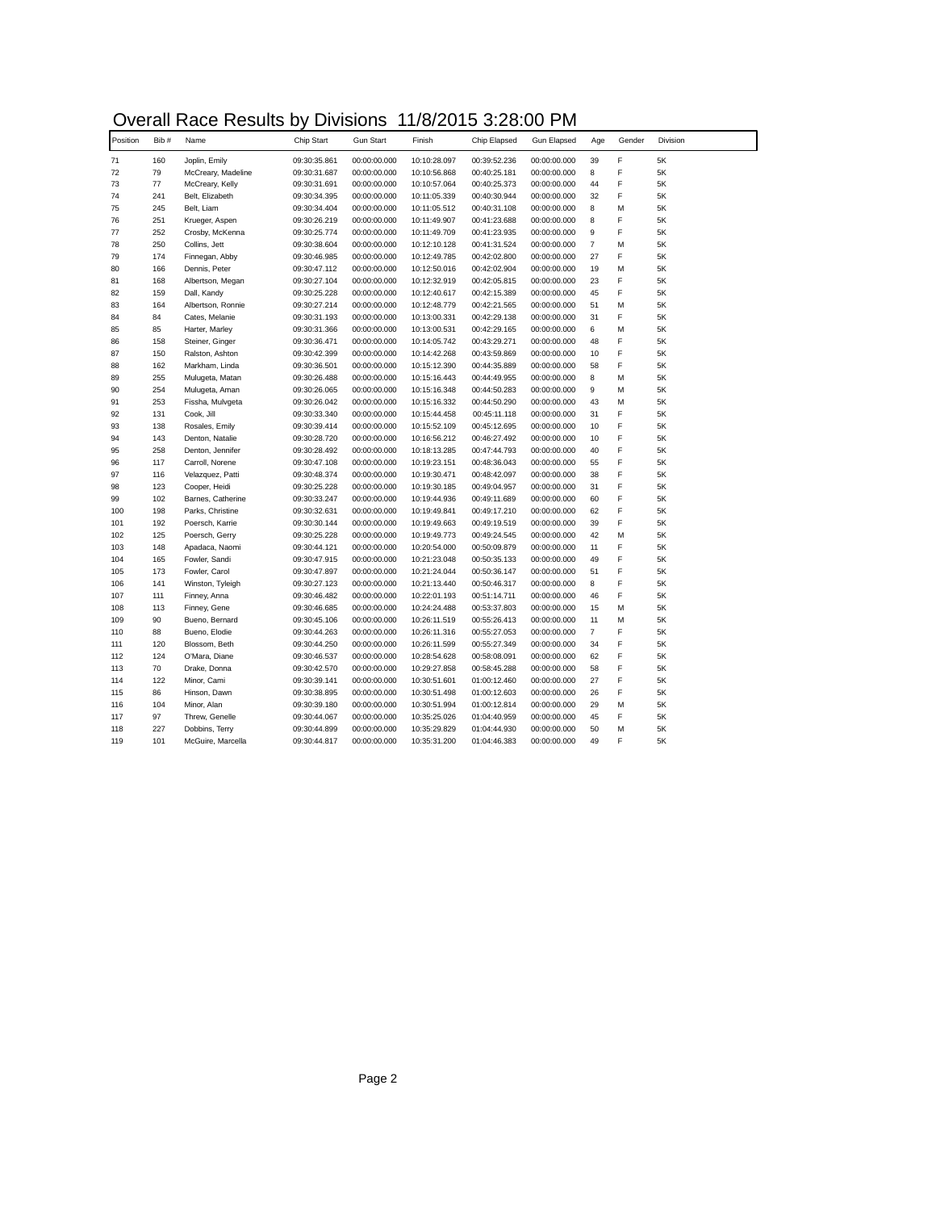# Overall Race Results by Divisions 11/8/2015 3:28:00 PM

| Position | Bib # | Name | Chip Start | Gun Start | Finish | Chip Elapsed | Gun Elapsed | Age | Gender | Division |
|---|---|---|---|---|---|---|---|---|---|---|
| 71 | 160 | Joplin, Emily | 09:30:35.861 | 00:00:00.000 | 10:10:28.097 | 00:39:52.236 | 00:00:00.000 | 39 | F | 5K |
| 72 | 79 | McCreary, Madeline | 09:30:31.687 | 00:00:00.000 | 10:10:56.868 | 00:40:25.181 | 00:00:00.000 | 8 | F | 5K |
| 73 | 77 | McCreary, Kelly | 09:30:31.691 | 00:00:00.000 | 10:10:57.064 | 00:40:25.373 | 00:00:00.000 | 44 | F | 5K |
| 74 | 241 | Belt, Elizabeth | 09:30:34.395 | 00:00:00.000 | 10:11:05.339 | 00:40:30.944 | 00:00:00.000 | 32 | F | 5K |
| 75 | 245 | Belt, Liam | 09:30:34.404 | 00:00:00.000 | 10:11:05.512 | 00:40:31.108 | 00:00:00.000 | 8 | M | 5K |
| 76 | 251 | Krueger, Aspen | 09:30:26.219 | 00:00:00.000 | 10:11:49.907 | 00:41:23.688 | 00:00:00.000 | 8 | F | 5K |
| 77 | 252 | Crosby, McKenna | 09:30:25.774 | 00:00:00.000 | 10:11:49.709 | 00:41:23.935 | 00:00:00.000 | 9 | F | 5K |
| 78 | 250 | Collins, Jett | 09:30:38.604 | 00:00:00.000 | 10:12:10.128 | 00:41:31.524 | 00:00:00.000 | 7 | M | 5K |
| 79 | 174 | Finnegan, Abby | 09:30:46.985 | 00:00:00.000 | 10:12:49.785 | 00:42:02.800 | 00:00:00.000 | 27 | F | 5K |
| 80 | 166 | Dennis, Peter | 09:30:47.112 | 00:00:00.000 | 10:12:50.016 | 00:42:02.904 | 00:00:00.000 | 19 | M | 5K |
| 81 | 168 | Albertson, Megan | 09:30:27.104 | 00:00:00.000 | 10:12:32.919 | 00:42:05.815 | 00:00:00.000 | 23 | F | 5K |
| 82 | 159 | Dall, Kandy | 09:30:25.228 | 00:00:00.000 | 10:12:40.617 | 00:42:15.389 | 00:00:00.000 | 45 | F | 5K |
| 83 | 164 | Albertson, Ronnie | 09:30:27.214 | 00:00:00.000 | 10:12:48.779 | 00:42:21.565 | 00:00:00.000 | 51 | M | 5K |
| 84 | 84 | Cates, Melanie | 09:30:31.193 | 00:00:00.000 | 10:13:00.331 | 00:42:29.138 | 00:00:00.000 | 31 | F | 5K |
| 85 | 85 | Harter, Marley | 09:30:31.366 | 00:00:00.000 | 10:13:00.531 | 00:42:29.165 | 00:00:00.000 | 6 | M | 5K |
| 86 | 158 | Steiner, Ginger | 09:30:36.471 | 00:00:00.000 | 10:14:05.742 | 00:43:29.271 | 00:00:00.000 | 48 | F | 5K |
| 87 | 150 | Ralston, Ashton | 09:30:42.399 | 00:00:00.000 | 10:14:42.268 | 00:43:59.869 | 00:00:00.000 | 10 | F | 5K |
| 88 | 162 | Markham, Linda | 09:30:36.501 | 00:00:00.000 | 10:15:12.390 | 00:44:35.889 | 00:00:00.000 | 58 | F | 5K |
| 89 | 255 | Mulugeta, Matan | 09:30:26.488 | 00:00:00.000 | 10:15:16.443 | 00:44:49.955 | 00:00:00.000 | 8 | M | 5K |
| 90 | 254 | Mulugeta, Aman | 09:30:26.065 | 00:00:00.000 | 10:15:16.348 | 00:44:50.283 | 00:00:00.000 | 9 | M | 5K |
| 91 | 253 | Fissha, Mulvgeta | 09:30:26.042 | 00:00:00.000 | 10:15:16.332 | 00:44:50.290 | 00:00:00.000 | 43 | M | 5K |
| 92 | 131 | Cook, Jill | 09:30:33.340 | 00:00:00.000 | 10:15:44.458 | 00:45:11.118 | 00:00:00.000 | 31 | F | 5K |
| 93 | 138 | Rosales, Emily | 09:30:39.414 | 00:00:00.000 | 10:15:52.109 | 00:45:12.695 | 00:00:00.000 | 10 | F | 5K |
| 94 | 143 | Denton, Natalie | 09:30:28.720 | 00:00:00.000 | 10:16:56.212 | 00:46:27.492 | 00:00:00.000 | 10 | F | 5K |
| 95 | 258 | Denton, Jennifer | 09:30:28.492 | 00:00:00.000 | 10:18:13.285 | 00:47:44.793 | 00:00:00.000 | 40 | F | 5K |
| 96 | 117 | Carroll, Norene | 09:30:47.108 | 00:00:00.000 | 10:19:23.151 | 00:48:36.043 | 00:00:00.000 | 55 | F | 5K |
| 97 | 116 | Velazquez, Patti | 09:30:48.374 | 00:00:00.000 | 10:19:30.471 | 00:48:42.097 | 00:00:00.000 | 38 | F | 5K |
| 98 | 123 | Cooper, Heidi | 09:30:25.228 | 00:00:00.000 | 10:19:30.185 | 00:49:04.957 | 00:00:00.000 | 31 | F | 5K |
| 99 | 102 | Barnes, Catherine | 09:30:33.247 | 00:00:00.000 | 10:19:44.936 | 00:49:11.689 | 00:00:00.000 | 60 | F | 5K |
| 100 | 198 | Parks, Christine | 09:30:32.631 | 00:00:00.000 | 10:19:49.841 | 00:49:17.210 | 00:00:00.000 | 62 | F | 5K |
| 101 | 192 | Poersch, Karrie | 09:30:30.144 | 00:00:00.000 | 10:19:49.663 | 00:49:19.519 | 00:00:00.000 | 39 | F | 5K |
| 102 | 125 | Poersch, Gerry | 09:30:25.228 | 00:00:00.000 | 10:19:49.773 | 00:49:24.545 | 00:00:00.000 | 42 | M | 5K |
| 103 | 148 | Apadaca, Naomi | 09:30:44.121 | 00:00:00.000 | 10:20:54.000 | 00:50:09.879 | 00:00:00.000 | 11 | F | 5K |
| 104 | 165 | Fowler, Sandi | 09:30:47.915 | 00:00:00.000 | 10:21:23.048 | 00:50:35.133 | 00:00:00.000 | 49 | F | 5K |
| 105 | 173 | Fowler, Carol | 09:30:47.897 | 00:00:00.000 | 10:21:24.044 | 00:50:36.147 | 00:00:00.000 | 51 | F | 5K |
| 106 | 141 | Winston, Tyleigh | 09:30:27.123 | 00:00:00.000 | 10:21:13.440 | 00:50:46.317 | 00:00:00.000 | 8 | F | 5K |
| 107 | 111 | Finney, Anna | 09:30:46.482 | 00:00:00.000 | 10:22:01.193 | 00:51:14.711 | 00:00:00.000 | 46 | F | 5K |
| 108 | 113 | Finney, Gene | 09:30:46.685 | 00:00:00.000 | 10:24:24.488 | 00:53:37.803 | 00:00:00.000 | 15 | M | 5K |
| 109 | 90 | Bueno, Bernard | 09:30:45.106 | 00:00:00.000 | 10:26:11.519 | 00:55:26.413 | 00:00:00.000 | 11 | M | 5K |
| 110 | 88 | Bueno, Elodie | 09:30:44.263 | 00:00:00.000 | 10:26:11.316 | 00:55:27.053 | 00:00:00.000 | 7 | F | 5K |
| 111 | 120 | Blossom, Beth | 09:30:44.250 | 00:00:00.000 | 10:26:11.599 | 00:55:27.349 | 00:00:00.000 | 34 | F | 5K |
| 112 | 124 | O'Mara, Diane | 09:30:46.537 | 00:00:00.000 | 10:28:54.628 | 00:58:08.091 | 00:00:00.000 | 62 | F | 5K |
| 113 | 70 | Drake, Donna | 09:30:42.570 | 00:00:00.000 | 10:29:27.858 | 00:58:45.288 | 00:00:00.000 | 58 | F | 5K |
| 114 | 122 | Minor, Cami | 09:30:39.141 | 00:00:00.000 | 10:30:51.601 | 01:00:12.460 | 00:00:00.000 | 27 | F | 5K |
| 115 | 86 | Hinson, Dawn | 09:30:38.895 | 00:00:00.000 | 10:30:51.498 | 01:00:12.603 | 00:00:00.000 | 26 | F | 5K |
| 116 | 104 | Minor, Alan | 09:30:39.180 | 00:00:00.000 | 10:30:51.994 | 01:00:12.814 | 00:00:00.000 | 29 | M | 5K |
| 117 | 97 | Threw, Genelle | 09:30:44.067 | 00:00:00.000 | 10:35:25.026 | 01:04:40.959 | 00:00:00.000 | 45 | F | 5K |
| 118 | 227 | Dobbins, Terry | 09:30:44.899 | 00:00:00.000 | 10:35:29.829 | 01:04:44.930 | 00:00:00.000 | 50 | M | 5K |
| 119 | 101 | McGuire, Marcella | 09:30:44.817 | 00:00:00.000 | 10:35:31.200 | 01:04:46.383 | 00:00:00.000 | 49 | F | 5K |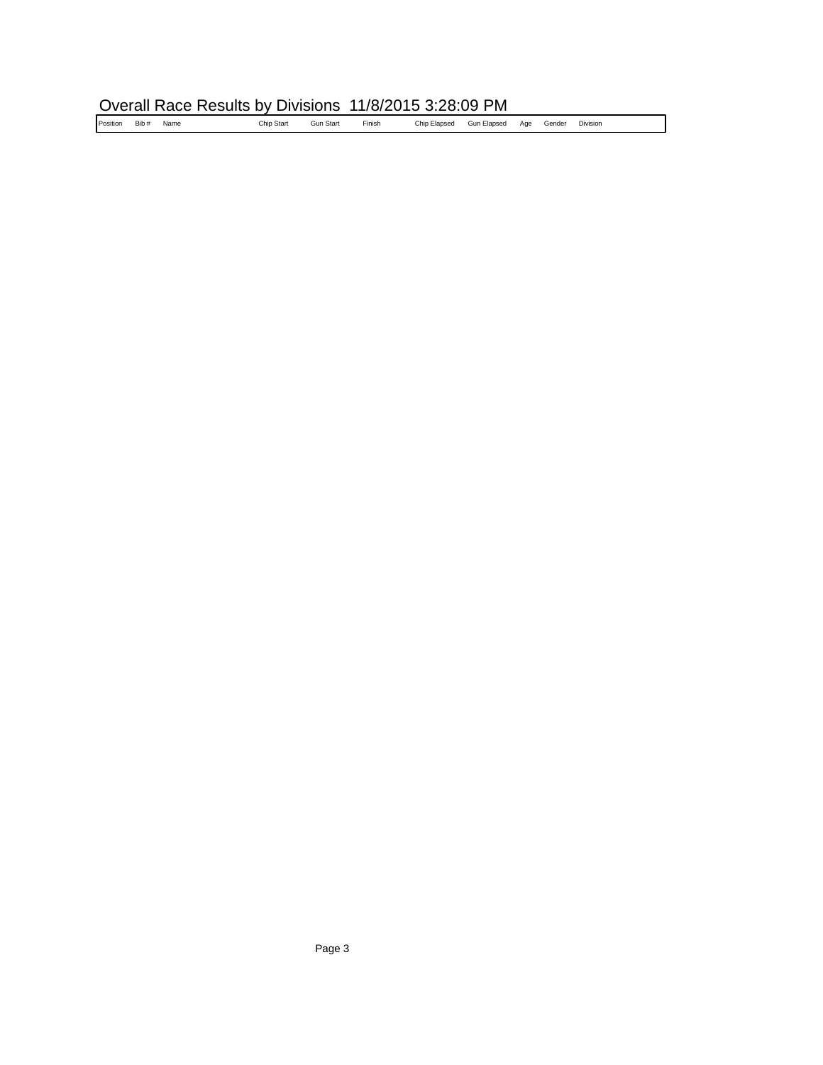# Overall Race Results by Divisions 11/8/2015 3:28:09 PM

| Position | Bib # | Name | Chip Start | Gun Start | Finish | Chip Elapsed | Gun Elapsed | Age | Gender | Division |
|---|---|---|---|---|---|---|---|---|---|---|